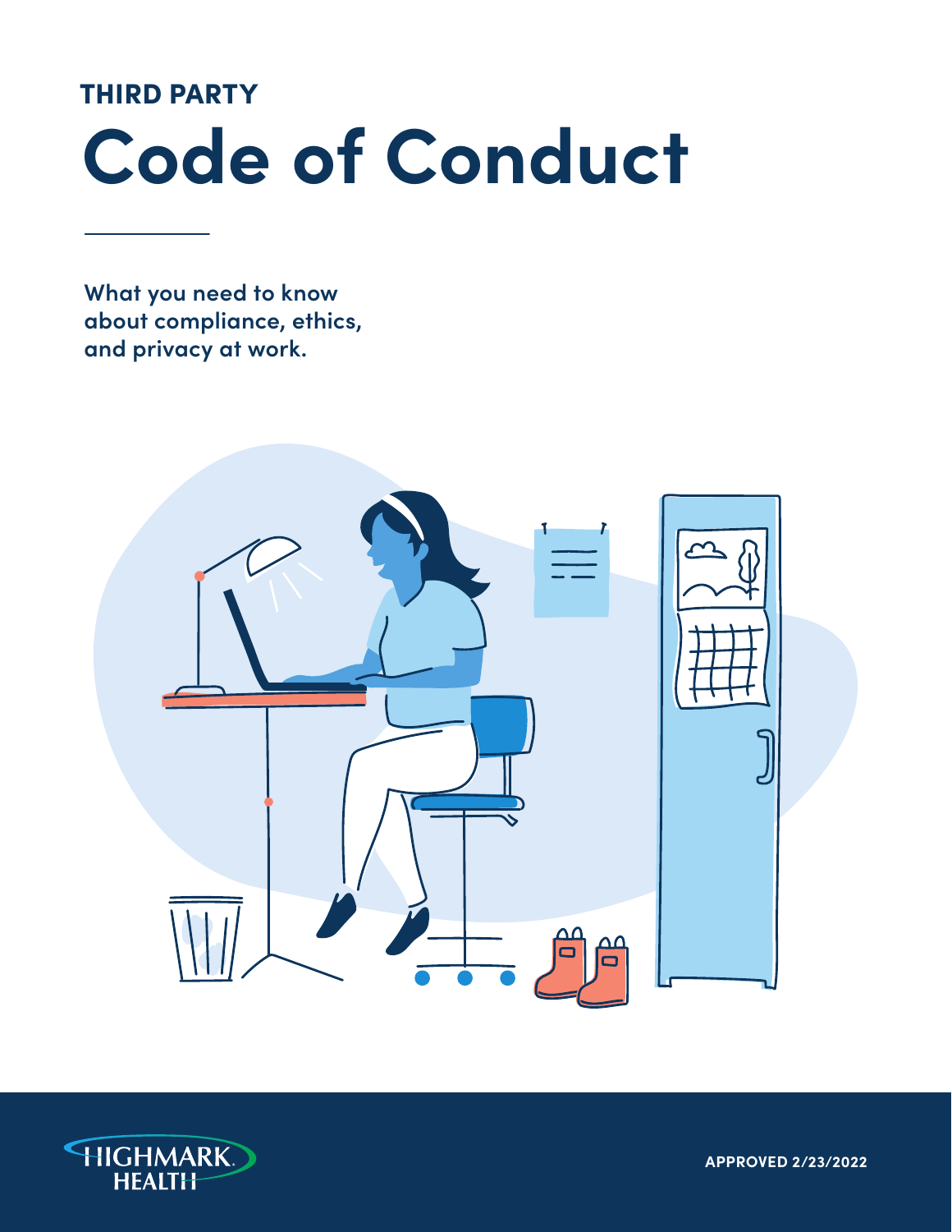THIRD PARTY

# Code of Conduct

What you need to know about compliance, ethics, and privacy at work.

HIGHMARK HEALTH

APPROVED 2/23/2022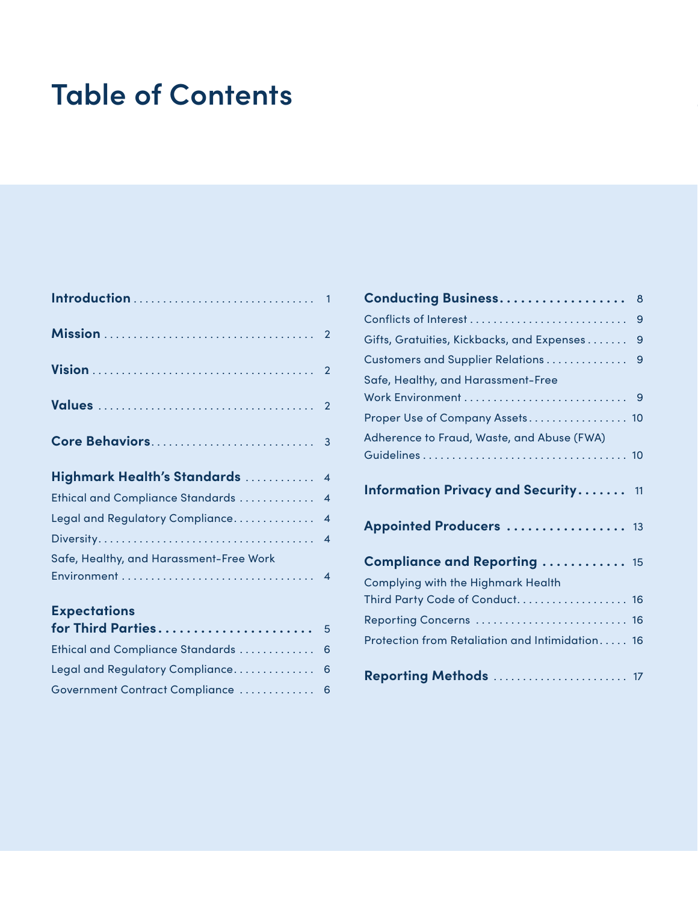# Table of Contents

**Introduction** ................................ 1

**Mission** ................................ 2

**Vision** ................................ 2

**Values** ................................ 2

**Core Behaviors** ................................ 3

**Highmark Health's Standards** ................................ 4

- Ethical and Compliance Standards ................................ 4
- Legal and Regulatory Compliance ................................ 4
- Diversity ................................ 4
- Safe, Healthy, and Harassment-Free Work Environment ................................ 4

**Expectations for Third Parties** ................................ 5

- Ethical and Compliance Standards ................................ 6
- Legal and Regulatory Compliance ................................ 6
- Government Contract Compliance ................................ 6

**Conducting Business** ................................ 8

- Conflicts of Interest ................................ 9
- Gifts, Gratuities, Kickbacks, and Expenses ................................ 9
- Customers and Supplier Relations ................................ 9
- Safe, Healthy, and Harassment-Free Work Environment ................................ 9
- Proper Use of Company Assets ................................ 10
- Adherence to Fraud, Waste, and Abuse (FWA) Guidelines ................................ 10

**Information Privacy and Security** ................................ 11

**Appointed Producers** ................................ 13

**Compliance and Reporting** ................................ 15

- Complying with the Highmark Health Third Party Code of Conduct ................................ 16
- Reporting Concerns ................................ 16
- Protection from Retaliation and Intimidation ................................ 16

**Reporting Methods** ................................ 17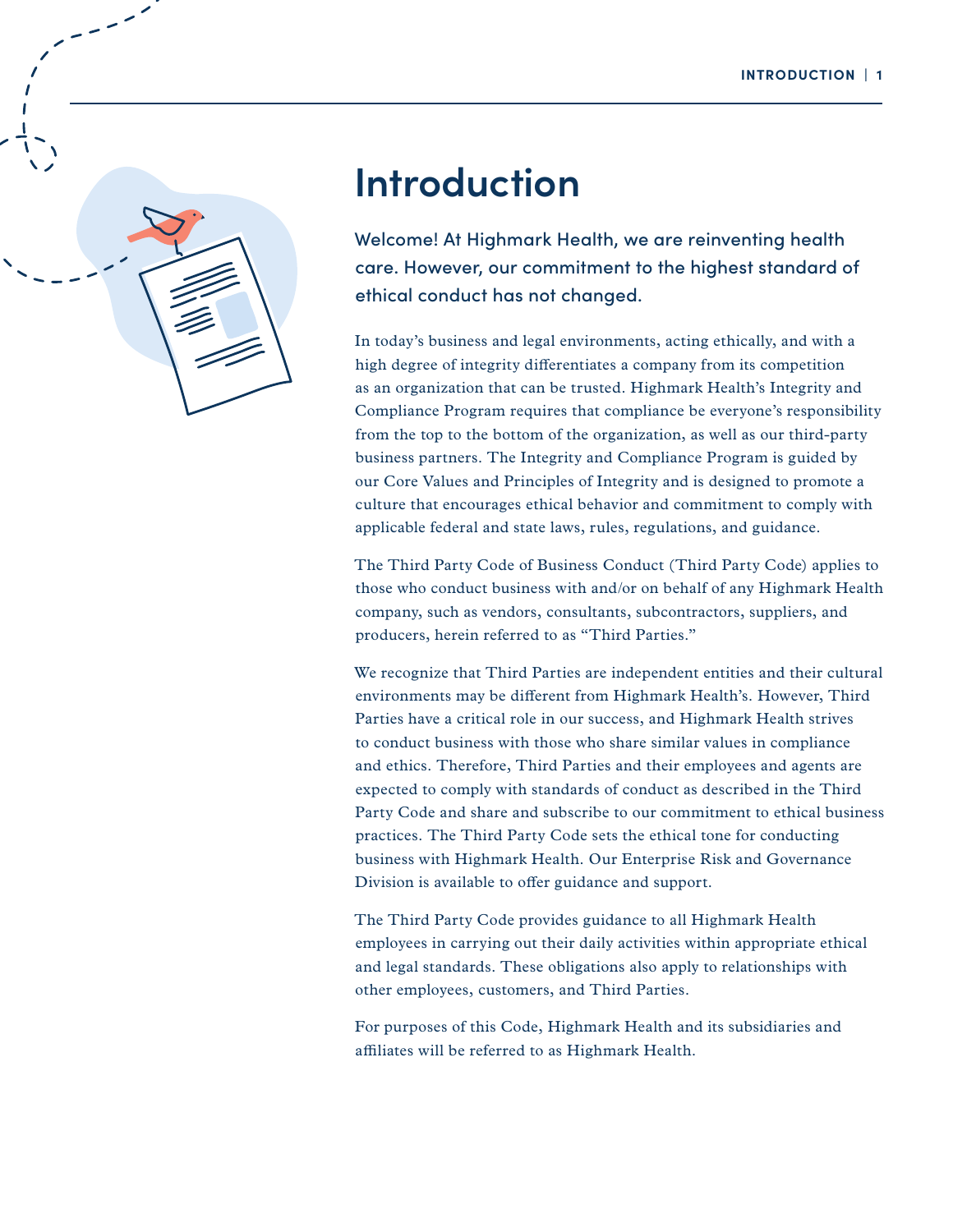# Introduction

Welcome! At Highmark Health, we are reinventing health care. However, our commitment to the highest standard of ethical conduct has not changed.

In today's business and legal environments, acting ethically, and with a high degree of integrity differentiates a company from its competition as an organization that can be trusted. Highmark Health's Integrity and Compliance Program requires that compliance be everyone's responsibility from the top to the bottom of the organization, as well as our third-party business partners. The Integrity and Compliance Program is guided by our Core Values and Principles of Integrity and is designed to promote a culture that encourages ethical behavior and commitment to comply with applicable federal and state laws, rules, regulations, and guidance.

The Third Party Code of Business Conduct (Third Party Code) applies to those who conduct business with and/or on behalf of any Highmark Health company, such as vendors, consultants, subcontractors, suppliers, and producers, herein referred to as "Third Parties."

We recognize that Third Parties are independent entities and their cultural environments may be different from Highmark Health's. However, Third Parties have a critical role in our success, and Highmark Health strives to conduct business with those who share similar values in compliance and ethics. Therefore, Third Parties and their employees and agents are expected to comply with standards of conduct as described in the Third Party Code and share and subscribe to our commitment to ethical business practices. The Third Party Code sets the ethical tone for conducting business with Highmark Health. Our Enterprise Risk and Governance Division is available to offer guidance and support.

The Third Party Code provides guidance to all Highmark Health employees in carrying out their daily activities within appropriate ethical and legal standards. These obligations also apply to relationships with other employees, customers, and Third Parties.

For purposes of this Code, Highmark Health and its subsidiaries and affiliates will be referred to as Highmark Health.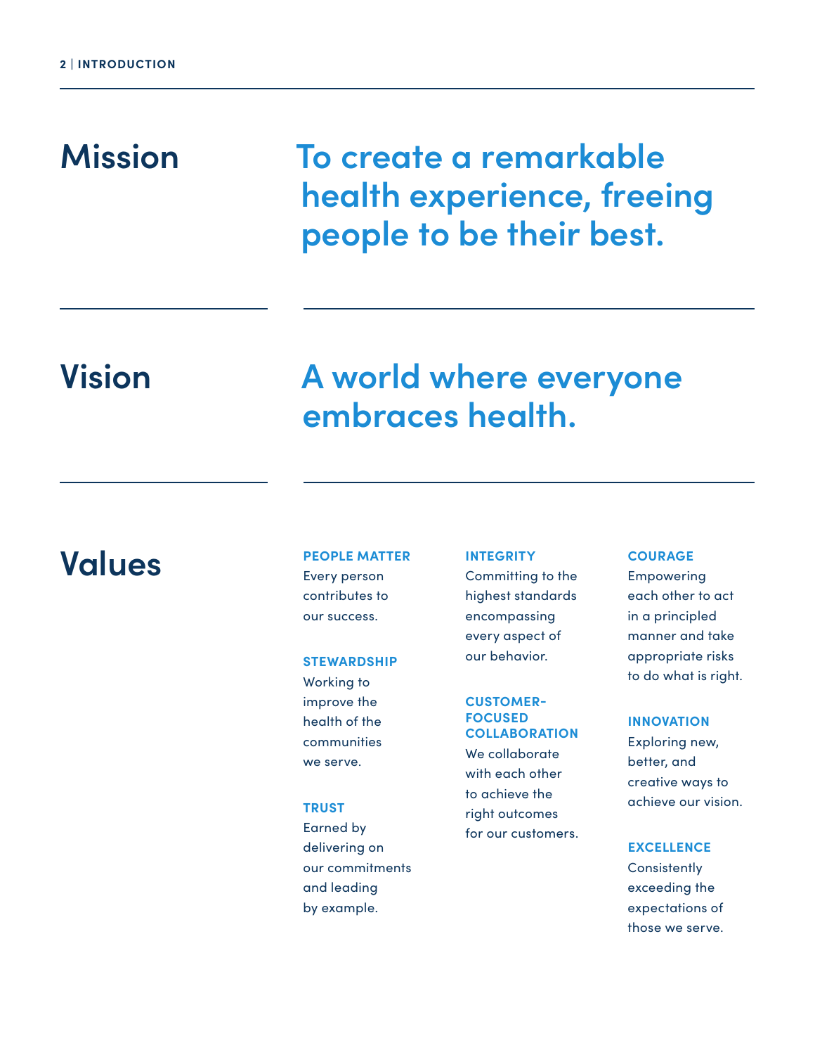## Mission

**To create a remarkable health experience, freeing people to be their best.**

## Vision

**A world where everyone embraces health.**

## Values

**PEOPLE MATTER**
Every person contributes to our success.

**STEWARDSHIP**
Working to improve the health of the communities we serve.

**TRUST**
Earned by delivering on our commitments and leading by example.

**INTEGRITY**
Committing to the highest standards encompassing every aspect of our behavior.

**CUSTOMER-FOCUSED COLLABORATION**
We collaborate with each other to achieve the right outcomes for our customers.

**COURAGE**
Empowering each other to act in a principled manner and take appropriate risks to do what is right.

**INNOVATION**
Exploring new, better, and creative ways to achieve our vision.

**EXCELLENCE**
Consistently exceeding the expectations of those we serve.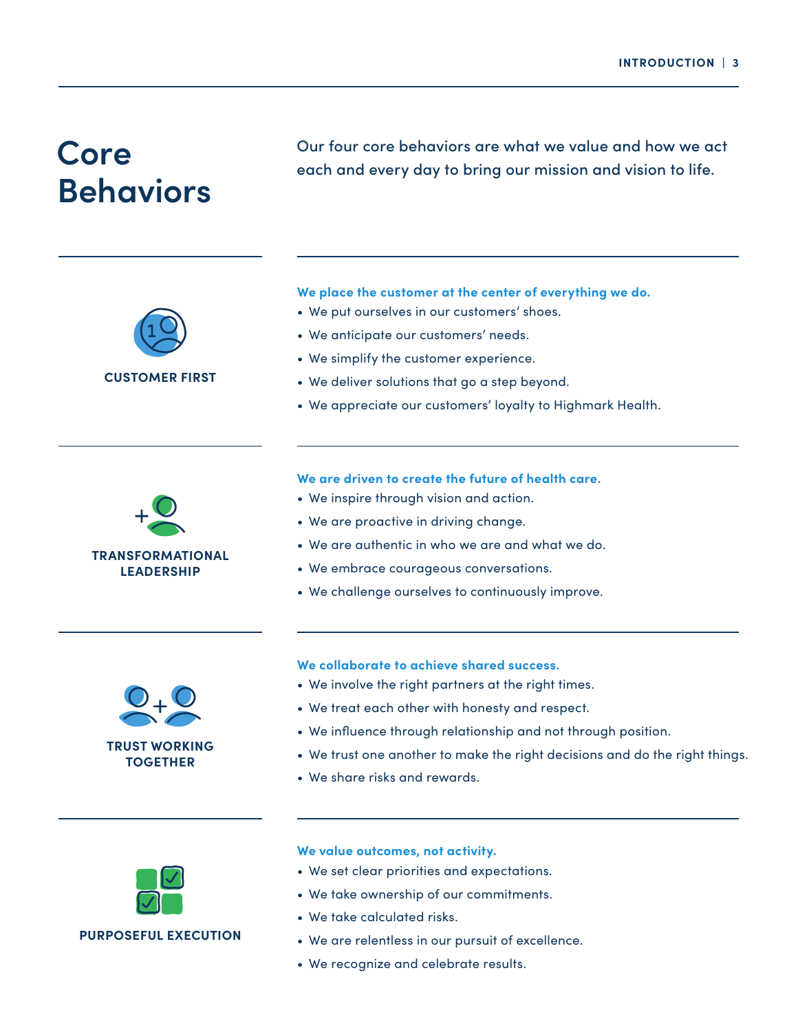# Core Behaviors

Our four core behaviors are what we value and how we act each and every day to bring our mission and vision to life.

## CUSTOMER FIRST

**We place the customer at the center of everything we do.**

- We put ourselves in our customers' shoes.
- We anticipate our customers' needs.
- We simplify the customer experience.
- We deliver solutions that go a step beyond.
- We appreciate our customers' loyalty to Highmark Health.

## TRANSFORMATIONAL LEADERSHIP

**We are driven to create the future of health care.**

- We inspire through vision and action.
- We are proactive in driving change.
- We are authentic in who we are and what we do.
- We embrace courageous conversations.
- We challenge ourselves to continuously improve.

## TRUST WORKING TOGETHER

**We collaborate to achieve shared success.**

- We involve the right partners at the right times.
- We treat each other with honesty and respect.
- We influence through relationship and not through position.
- We trust one another to make the right decisions and do the right things.
- We share risks and rewards.

## PURPOSEFUL EXECUTION

**We value outcomes, not activity.**

- We set clear priorities and expectations.
- We take ownership of our commitments.
- We take calculated risks.
- We are relentless in our pursuit of excellence.
- We recognize and celebrate results.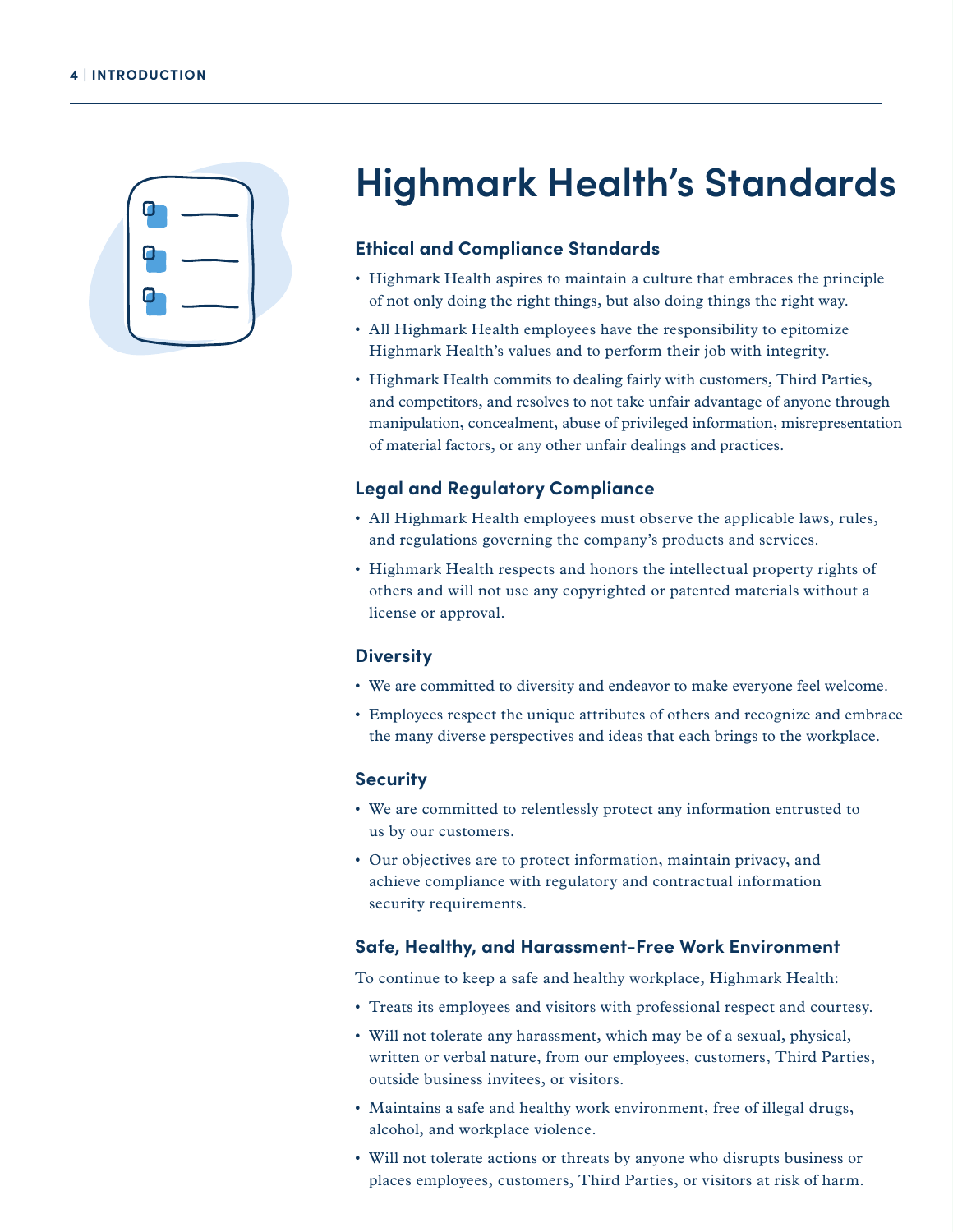# Highmark Health's Standards

## Ethical and Compliance Standards

- Highmark Health aspires to maintain a culture that embraces the principle of not only doing the right things, but also doing things the right way.
- All Highmark Health employees have the responsibility to epitomize Highmark Health's values and to perform their job with integrity.
- Highmark Health commits to dealing fairly with customers, Third Parties, and competitors, and resolves to not take unfair advantage of anyone through manipulation, concealment, abuse of privileged information, misrepresentation of material factors, or any other unfair dealings and practices.

## Legal and Regulatory Compliance

- All Highmark Health employees must observe the applicable laws, rules, and regulations governing the company's products and services.
- Highmark Health respects and honors the intellectual property rights of others and will not use any copyrighted or patented materials without a license or approval.

## Diversity

- We are committed to diversity and endeavor to make everyone feel welcome.
- Employees respect the unique attributes of others and recognize and embrace the many diverse perspectives and ideas that each brings to the workplace.

## Security

- We are committed to relentlessly protect any information entrusted to us by our customers.
- Our objectives are to protect information, maintain privacy, and achieve compliance with regulatory and contractual information security requirements.

## Safe, Healthy, and Harassment-Free Work Environment

To continue to keep a safe and healthy workplace, Highmark Health:

- Treats its employees and visitors with professional respect and courtesy.
- Will not tolerate any harassment, which may be of a sexual, physical, written or verbal nature, from our employees, customers, Third Parties, outside business invitees, or visitors.
- Maintains a safe and healthy work environment, free of illegal drugs, alcohol, and workplace violence.
- Will not tolerate actions or threats by anyone who disrupts business or places employees, customers, Third Parties, or visitors at risk of harm.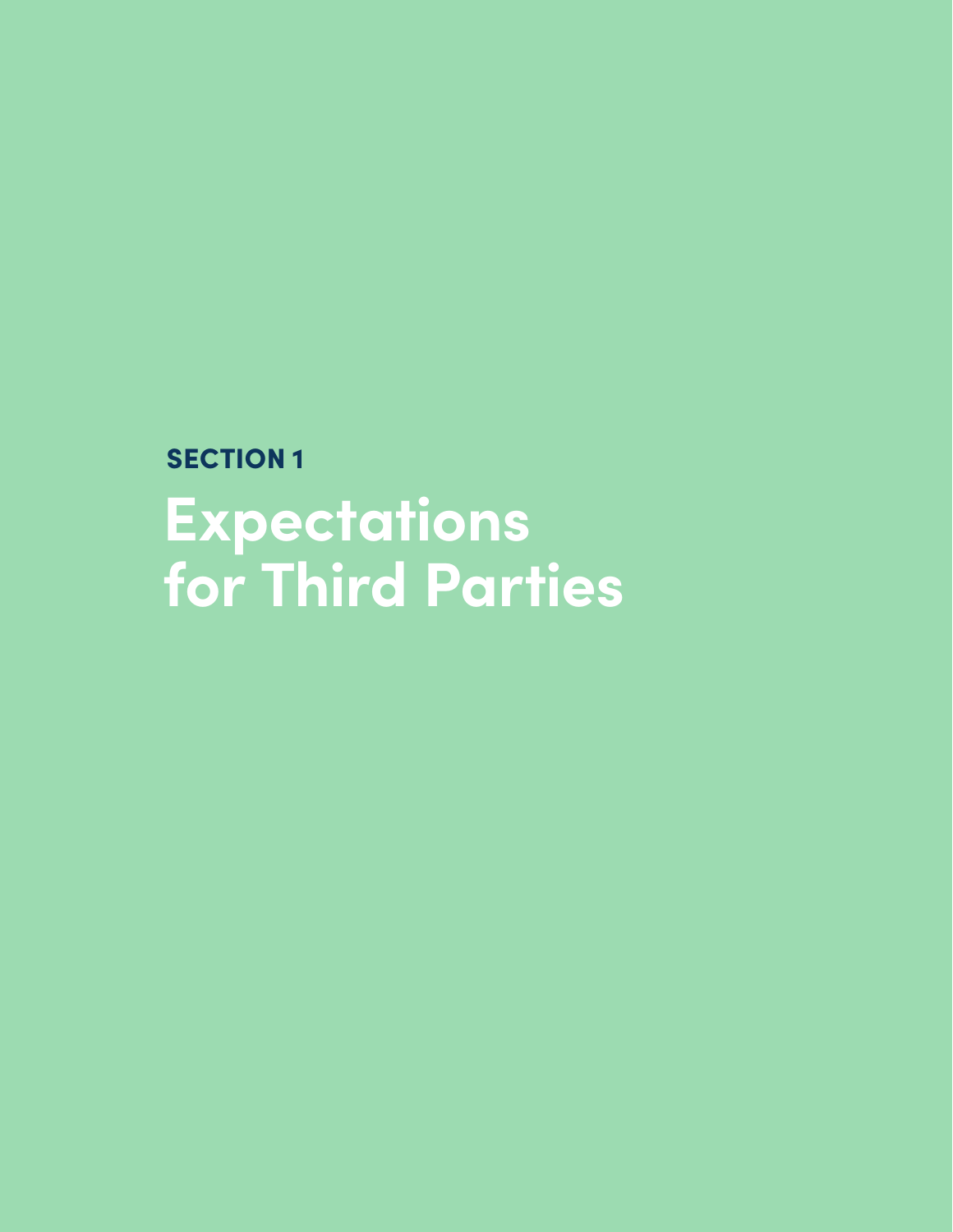SECTION 1

# Expectations for Third Parties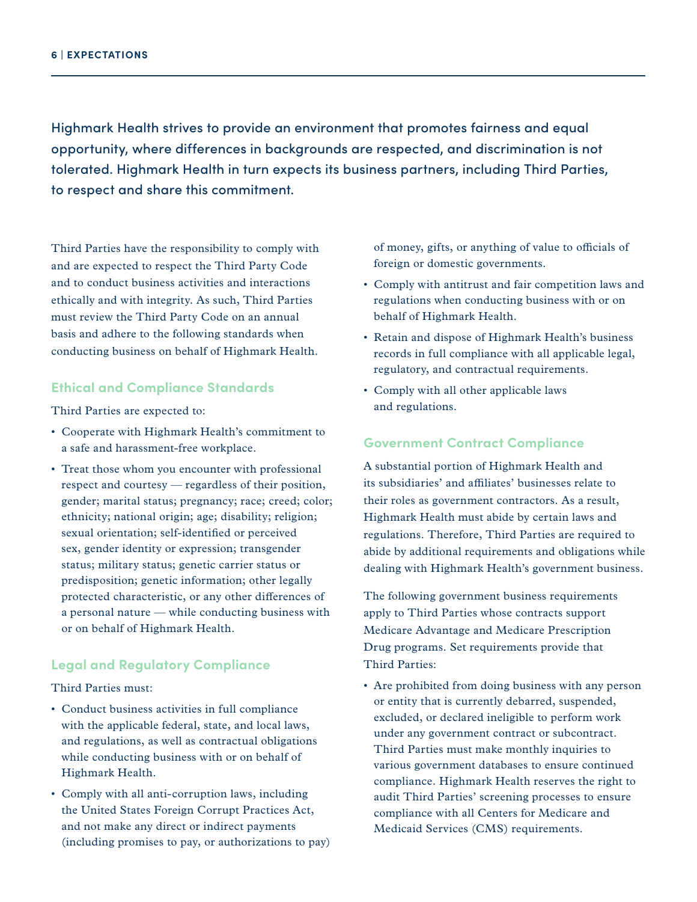Highmark Health strives to provide an environment that promotes fairness and equal opportunity, where differences in backgrounds are respected, and discrimination is not tolerated. Highmark Health in turn expects its business partners, including Third Parties, to respect and share this commitment.

Third Parties have the responsibility to comply with and are expected to respect the Third Party Code and to conduct business activities and interactions ethically and with integrity. As such, Third Parties must review the Third Party Code on an annual basis and adhere to the following standards when conducting business on behalf of Highmark Health.

## Ethical and Compliance Standards

Third Parties are expected to:

- Cooperate with Highmark Health's commitment to a safe and harassment-free workplace.
- Treat those whom you encounter with professional respect and courtesy — regardless of their position, gender; marital status; pregnancy; race; creed; color; ethnicity; national origin; age; disability; religion; sexual orientation; self-identified or perceived sex, gender identity or expression; transgender status; military status; genetic carrier status or predisposition; genetic information; other legally protected characteristic, or any other differences of a personal nature — while conducting business with or on behalf of Highmark Health.

## Legal and Regulatory Compliance

Third Parties must:

- Conduct business activities in full compliance with the applicable federal, state, and local laws, and regulations, as well as contractual obligations while conducting business with or on behalf of Highmark Health.
- Comply with all anti-corruption laws, including the United States Foreign Corrupt Practices Act, and not make any direct or indirect payments (including promises to pay, or authorizations to pay) of money, gifts, or anything of value to officials of foreign or domestic governments.
- Comply with antitrust and fair competition laws and regulations when conducting business with or on behalf of Highmark Health.
- Retain and dispose of Highmark Health's business records in full compliance with all applicable legal, regulatory, and contractual requirements.
- Comply with all other applicable laws and regulations.

## Government Contract Compliance

A substantial portion of Highmark Health and its subsidiaries' and affiliates' businesses relate to their roles as government contractors. As a result, Highmark Health must abide by certain laws and regulations. Therefore, Third Parties are required to abide by additional requirements and obligations while dealing with Highmark Health's government business.

The following government business requirements apply to Third Parties whose contracts support Medicare Advantage and Medicare Prescription Drug programs. Set requirements provide that Third Parties:

- Are prohibited from doing business with any person or entity that is currently debarred, suspended, excluded, or declared ineligible to perform work under any government contract or subcontract. Third Parties must make monthly inquiries to various government databases to ensure continued compliance. Highmark Health reserves the right to audit Third Parties' screening processes to ensure compliance with all Centers for Medicare and Medicaid Services (CMS) requirements.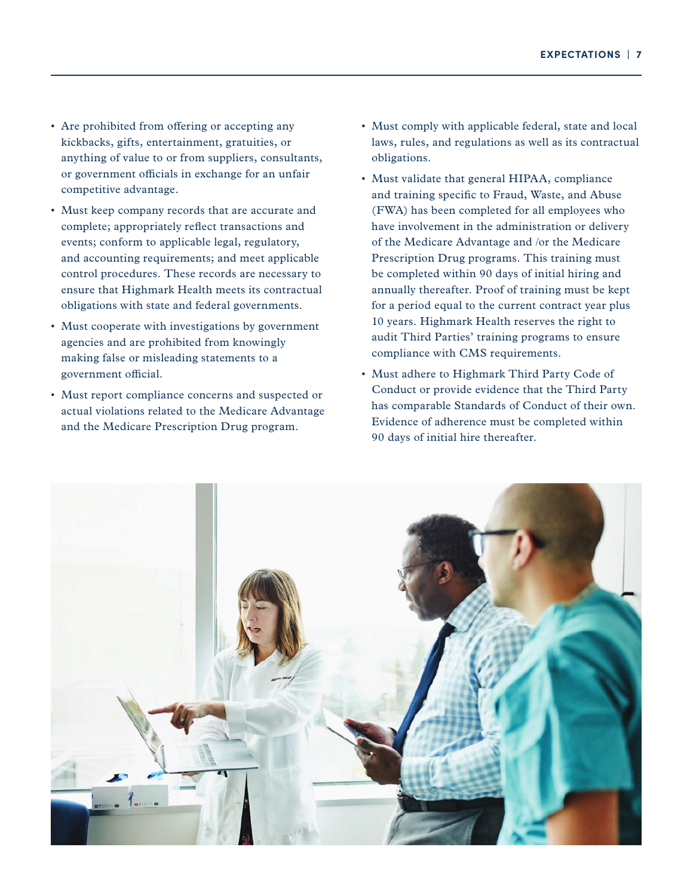- Are prohibited from offering or accepting any kickbacks, gifts, entertainment, gratuities, or anything of value to or from suppliers, consultants, or government officials in exchange for an unfair competitive advantage.
- Must keep company records that are accurate and complete; appropriately reflect transactions and events; conform to applicable legal, regulatory, and accounting requirements; and meet applicable control procedures. These records are necessary to ensure that Highmark Health meets its contractual obligations with state and federal governments.
- Must cooperate with investigations by government agencies and are prohibited from knowingly making false or misleading statements to a government official.
- Must report compliance concerns and suspected or actual violations related to the Medicare Advantage and the Medicare Prescription Drug program.
- Must comply with applicable federal, state and local laws, rules, and regulations as well as its contractual obligations.
- Must validate that general HIPAA, compliance and training specific to Fraud, Waste, and Abuse (FWA) has been completed for all employees who have involvement in the administration or delivery of the Medicare Advantage and /or the Medicare Prescription Drug programs. This training must be completed within 90 days of initial hiring and annually thereafter. Proof of training must be kept for a period equal to the current contract year plus 10 years. Highmark Health reserves the right to audit Third Parties' training programs to ensure compliance with CMS requirements.
- Must adhere to Highmark Third Party Code of Conduct or provide evidence that the Third Party has comparable Standards of Conduct of their own. Evidence of adherence must be completed within 90 days of initial hire thereafter.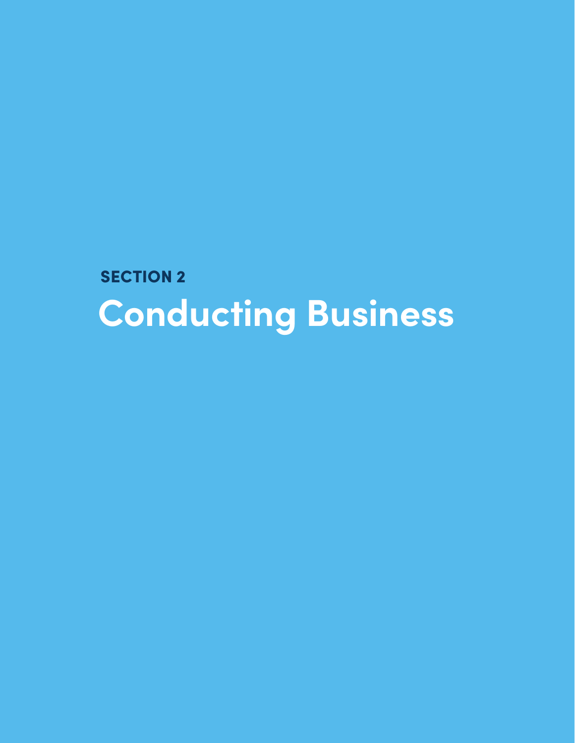SECTION 2

# Conducting Business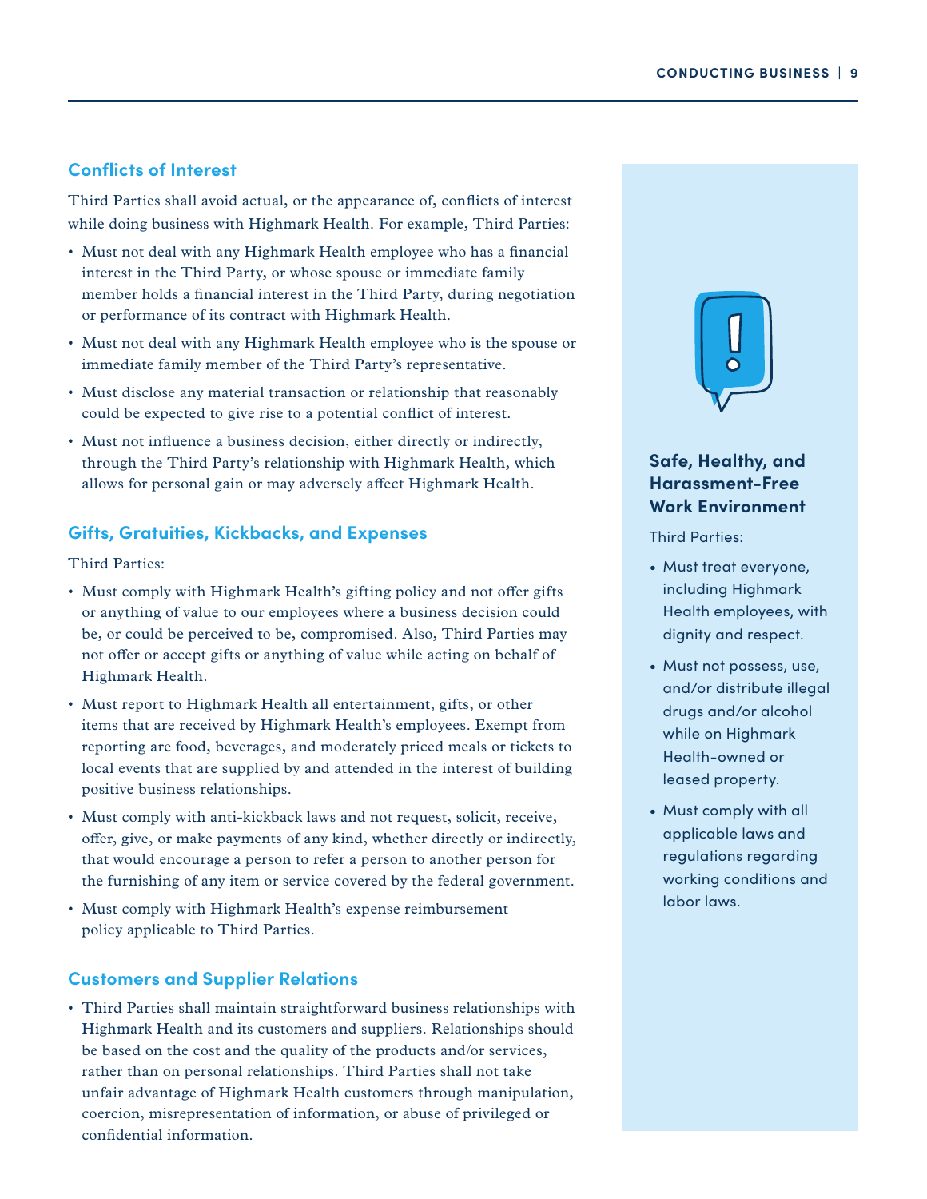## Conflicts of Interest

Third Parties shall avoid actual, or the appearance of, conflicts of interest while doing business with Highmark Health. For example, Third Parties:

- Must not deal with any Highmark Health employee who has a financial interest in the Third Party, or whose spouse or immediate family member holds a financial interest in the Third Party, during negotiation or performance of its contract with Highmark Health.
- Must not deal with any Highmark Health employee who is the spouse or immediate family member of the Third Party's representative.
- Must disclose any material transaction or relationship that reasonably could be expected to give rise to a potential conflict of interest.
- Must not influence a business decision, either directly or indirectly, through the Third Party's relationship with Highmark Health, which allows for personal gain or may adversely affect Highmark Health.

## Gifts, Gratuities, Kickbacks, and Expenses

Third Parties:

- Must comply with Highmark Health's gifting policy and not offer gifts or anything of value to our employees where a business decision could be, or could be perceived to be, compromised. Also, Third Parties may not offer or accept gifts or anything of value while acting on behalf of Highmark Health.
- Must report to Highmark Health all entertainment, gifts, or other items that are received by Highmark Health's employees. Exempt from reporting are food, beverages, and moderately priced meals or tickets to local events that are supplied by and attended in the interest of building positive business relationships.
- Must comply with anti-kickback laws and not request, solicit, receive, offer, give, or make payments of any kind, whether directly or indirectly, that would encourage a person to refer a person to another person for the furnishing of any item or service covered by the federal government.
- Must comply with Highmark Health's expense reimbursement policy applicable to Third Parties.

## Customers and Supplier Relations

- Third Parties shall maintain straightforward business relationships with Highmark Health and its customers and suppliers. Relationships should be based on the cost and the quality of the products and/or services, rather than on personal relationships. Third Parties shall not take unfair advantage of Highmark Health customers through manipulation, coercion, misrepresentation of information, or abuse of privileged or confidential information.

## Safe, Healthy, and Harassment-Free Work Environment

Third Parties:

- Must treat everyone, including Highmark Health employees, with dignity and respect.
- Must not possess, use, and/or distribute illegal drugs and/or alcohol while on Highmark Health-owned or leased property.
- Must comply with all applicable laws and regulations regarding working conditions and labor laws.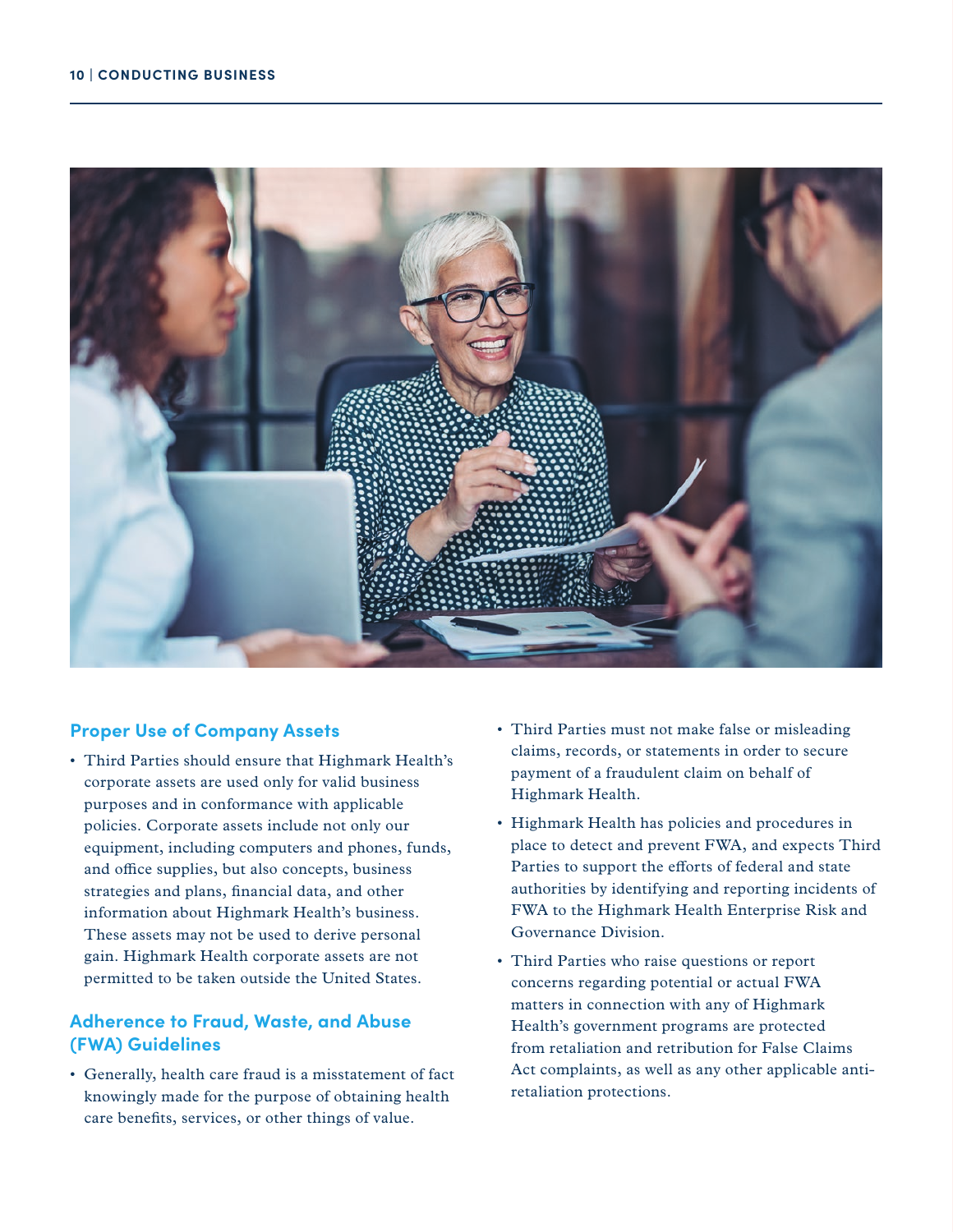## Proper Use of Company Assets

- Third Parties should ensure that Highmark Health's corporate assets are used only for valid business purposes and in conformance with applicable policies. Corporate assets include not only our equipment, including computers and phones, funds, and office supplies, but also concepts, business strategies and plans, financial data, and other information about Highmark Health's business. These assets may not be used to derive personal gain. Highmark Health corporate assets are not permitted to be taken outside the United States.

## Adherence to Fraud, Waste, and Abuse (FWA) Guidelines

- Generally, health care fraud is a misstatement of fact knowingly made for the purpose of obtaining health care benefits, services, or other things of value.
- Third Parties must not make false or misleading claims, records, or statements in order to secure payment of a fraudulent claim on behalf of Highmark Health.
- Highmark Health has policies and procedures in place to detect and prevent FWA, and expects Third Parties to support the efforts of federal and state authorities by identifying and reporting incidents of FWA to the Highmark Health Enterprise Risk and Governance Division.
- Third Parties who raise questions or report concerns regarding potential or actual FWA matters in connection with any of Highmark Health's government programs are protected from retaliation and retribution for False Claims Act complaints, as well as any other applicable anti-retaliation protections.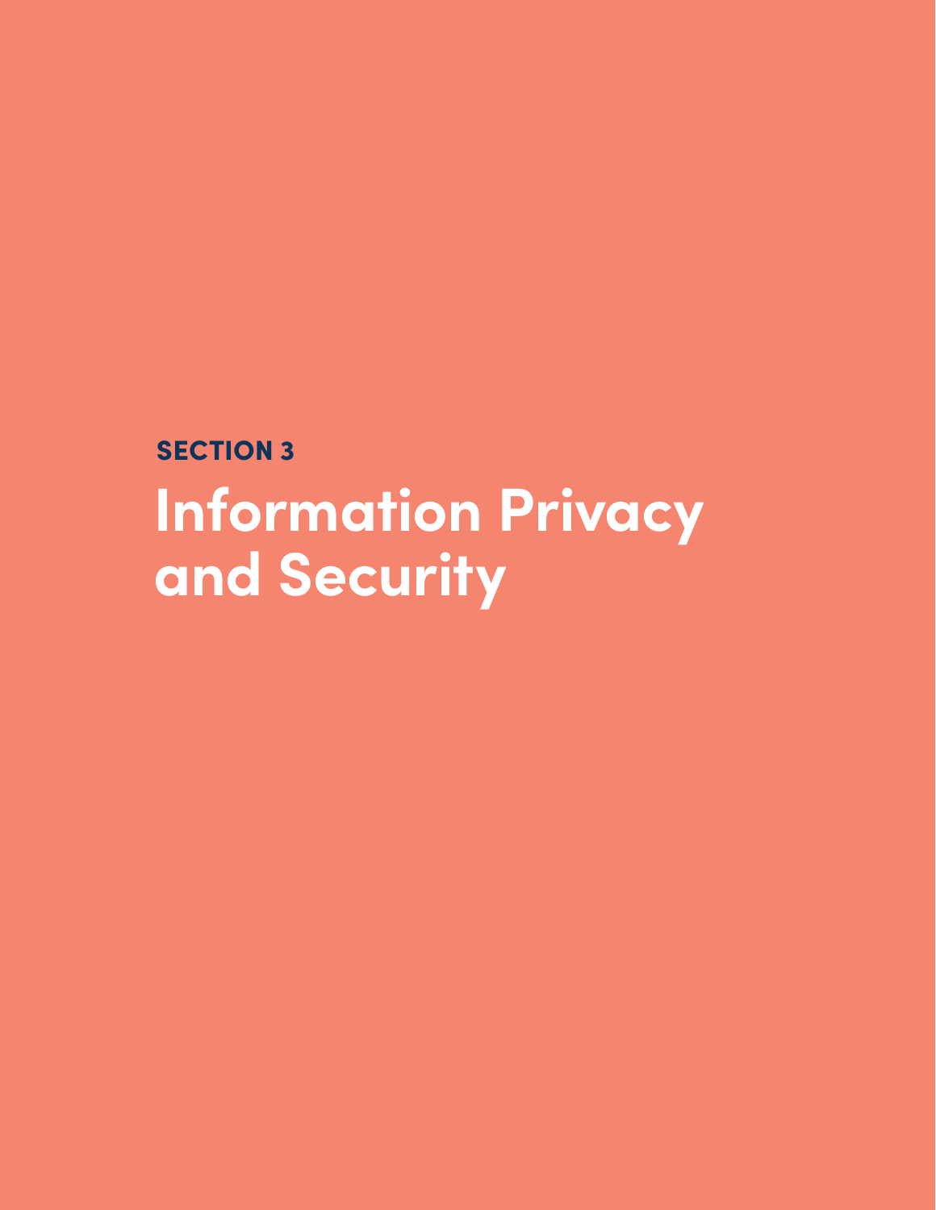SECTION 3

# Information Privacy and Security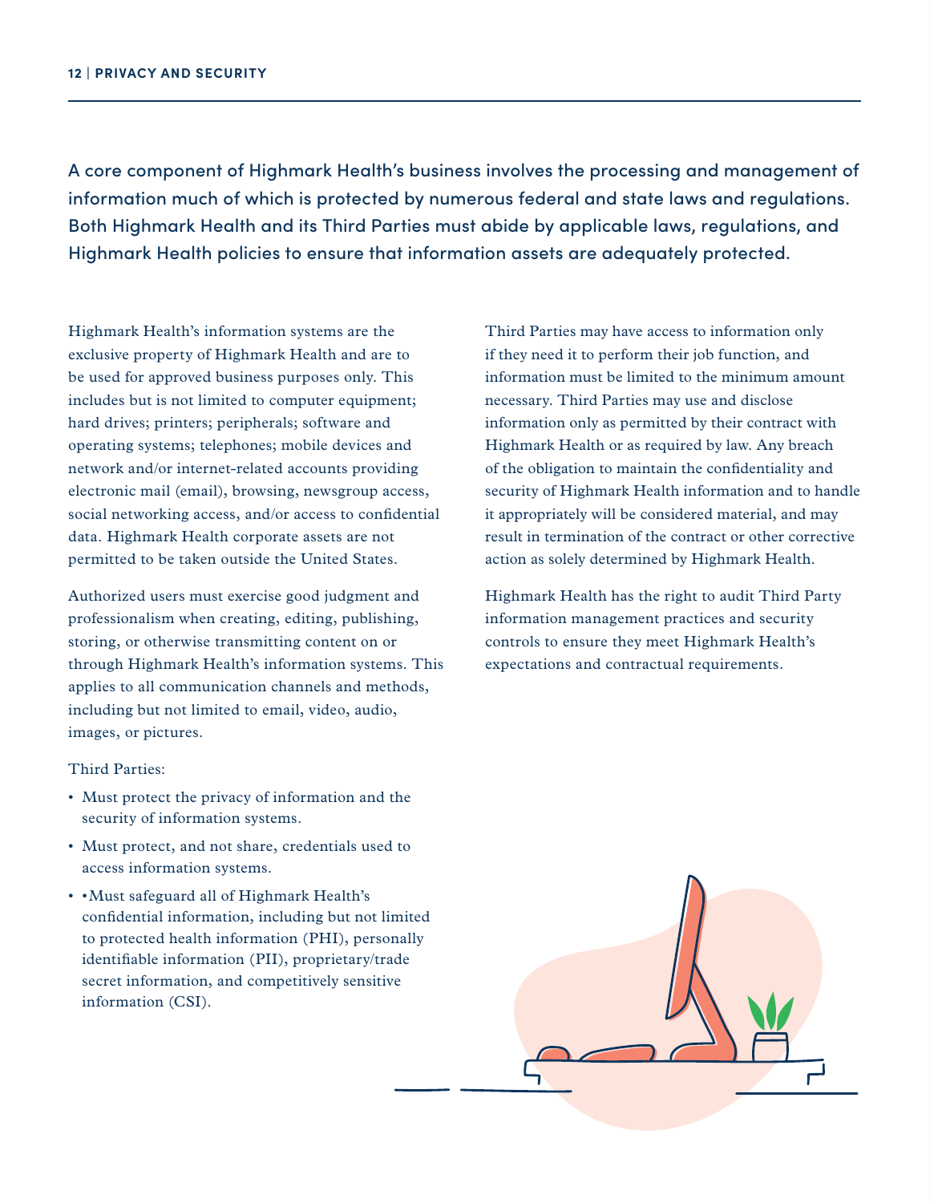A core component of Highmark Health's business involves the processing and management of information much of which is protected by numerous federal and state laws and regulations. Both Highmark Health and its Third Parties must abide by applicable laws, regulations, and Highmark Health policies to ensure that information assets are adequately protected.

Highmark Health's information systems are the exclusive property of Highmark Health and are to be used for approved business purposes only. This includes but is not limited to computer equipment; hard drives; printers; peripherals; software and operating systems; telephones; mobile devices and network and/or internet-related accounts providing electronic mail (email), browsing, newsgroup access, social networking access, and/or access to confidential data. Highmark Health corporate assets are not permitted to be taken outside the United States.

Authorized users must exercise good judgment and professionalism when creating, editing, publishing, storing, or otherwise transmitting content on or through Highmark Health's information systems. This applies to all communication channels and methods, including but not limited to email, video, audio, images, or pictures.

Third Parties:

- Must protect the privacy of information and the security of information systems.
- Must protect, and not share, credentials used to access information systems.
- •Must safeguard all of Highmark Health's confidential information, including but not limited to protected health information (PHI), personally identifiable information (PII), proprietary/trade secret information, and competitively sensitive information (CSI).

Third Parties may have access to information only if they need it to perform their job function, and information must be limited to the minimum amount necessary. Third Parties may use and disclose information only as permitted by their contract with Highmark Health or as required by law. Any breach of the obligation to maintain the confidentiality and security of Highmark Health information and to handle it appropriately will be considered material, and may result in termination of the contract or other corrective action as solely determined by Highmark Health.

Highmark Health has the right to audit Third Party information management practices and security controls to ensure they meet Highmark Health's expectations and contractual requirements.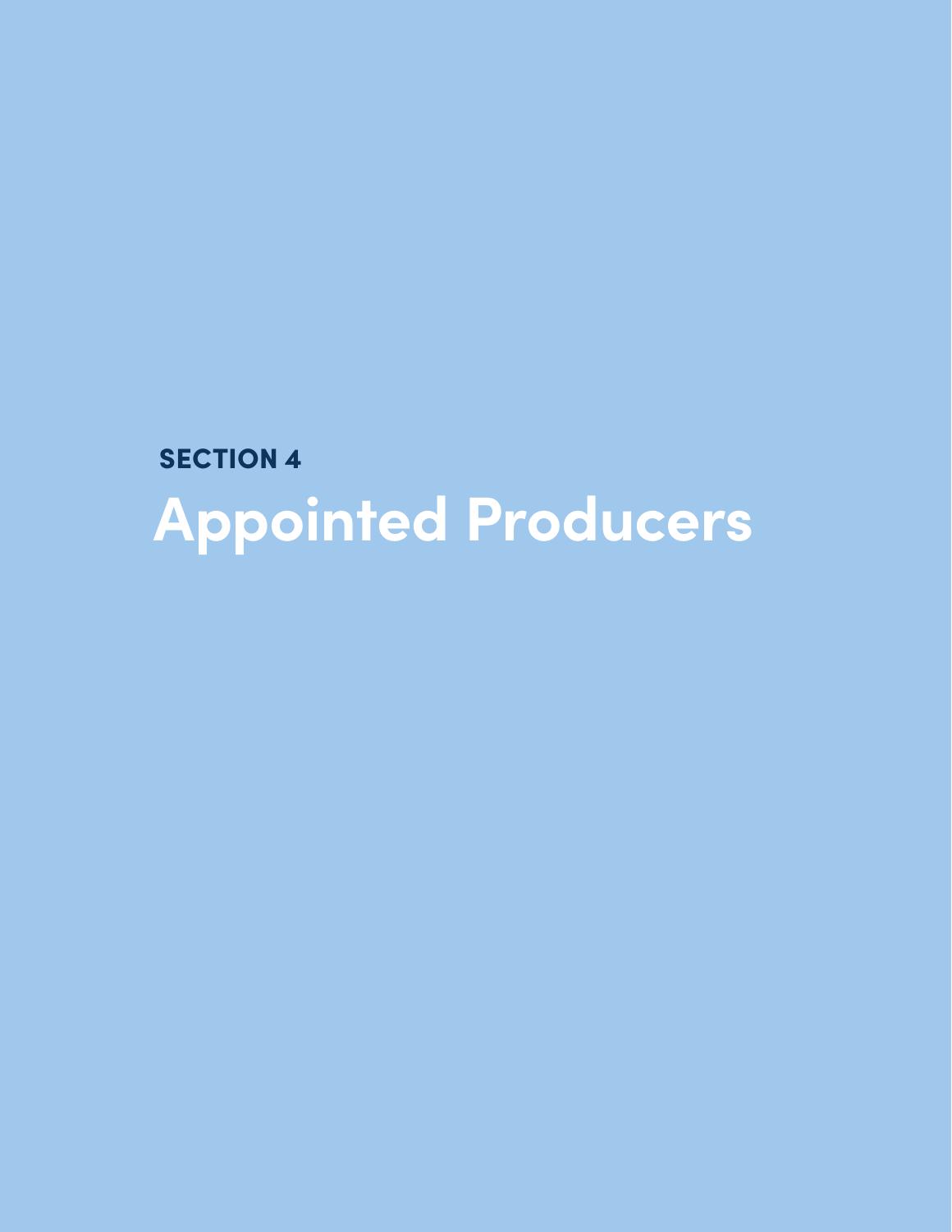SECTION 4

# Appointed Producers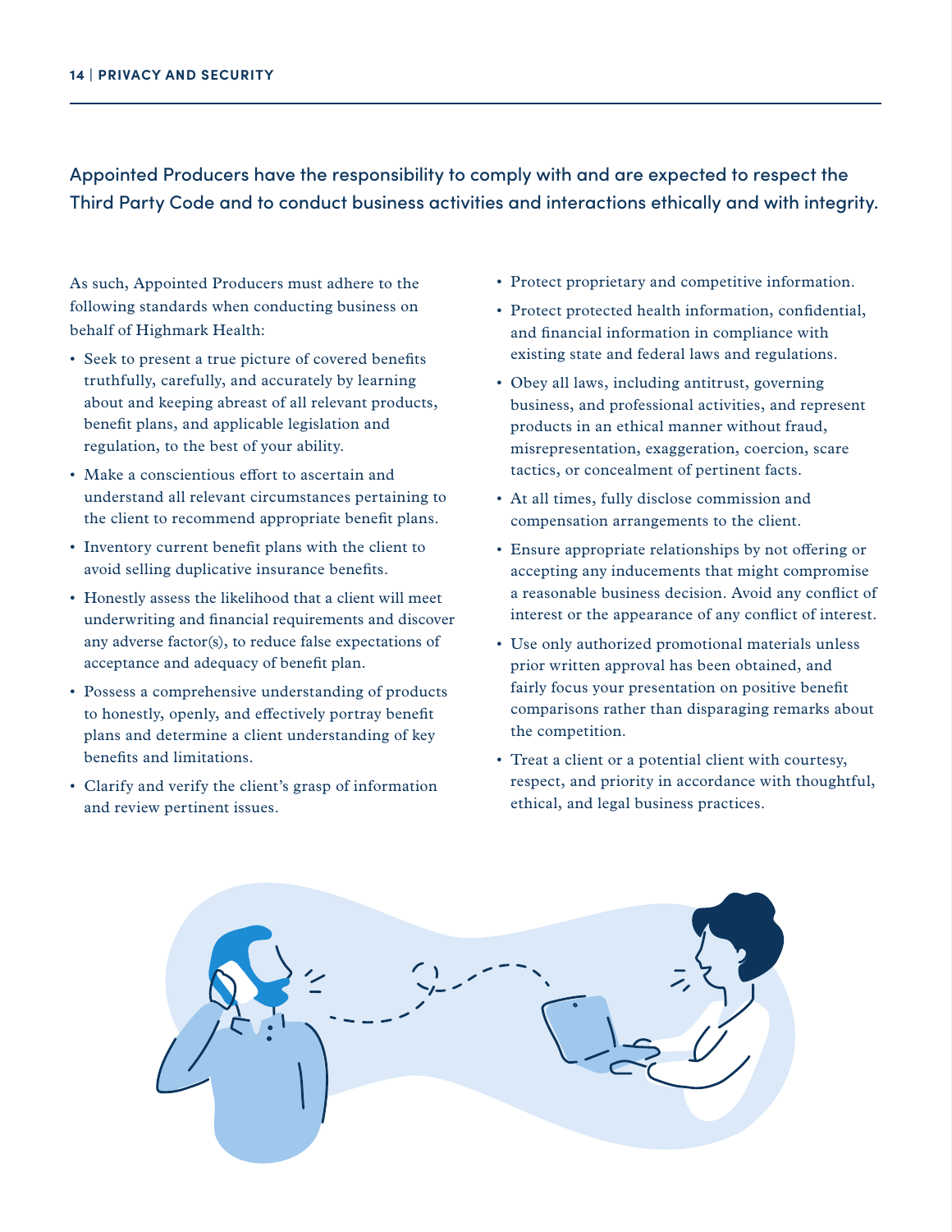Appointed Producers have the responsibility to comply with and are expected to respect the Third Party Code and to conduct business activities and interactions ethically and with integrity.

As such, Appointed Producers must adhere to the following standards when conducting business on behalf of Highmark Health:

- Seek to present a true picture of covered benefits truthfully, carefully, and accurately by learning about and keeping abreast of all relevant products, benefit plans, and applicable legislation and regulation, to the best of your ability.
- Make a conscientious effort to ascertain and understand all relevant circumstances pertaining to the client to recommend appropriate benefit plans.
- Inventory current benefit plans with the client to avoid selling duplicative insurance benefits.
- Honestly assess the likelihood that a client will meet underwriting and financial requirements and discover any adverse factor(s), to reduce false expectations of acceptance and adequacy of benefit plan.
- Possess a comprehensive understanding of products to honestly, openly, and effectively portray benefit plans and determine a client understanding of key benefits and limitations.
- Clarify and verify the client's grasp of information and review pertinent issues.
- Protect proprietary and competitive information.
- Protect protected health information, confidential, and financial information in compliance with existing state and federal laws and regulations.
- Obey all laws, including antitrust, governing business, and professional activities, and represent products in an ethical manner without fraud, misrepresentation, exaggeration, coercion, scare tactics, or concealment of pertinent facts.
- At all times, fully disclose commission and compensation arrangements to the client.
- Ensure appropriate relationships by not offering or accepting any inducements that might compromise a reasonable business decision. Avoid any conflict of interest or the appearance of any conflict of interest.
- Use only authorized promotional materials unless prior written approval has been obtained, and fairly focus your presentation on positive benefit comparisons rather than disparaging remarks about the competition.
- Treat a client or a potential client with courtesy, respect, and priority in accordance with thoughtful, ethical, and legal business practices.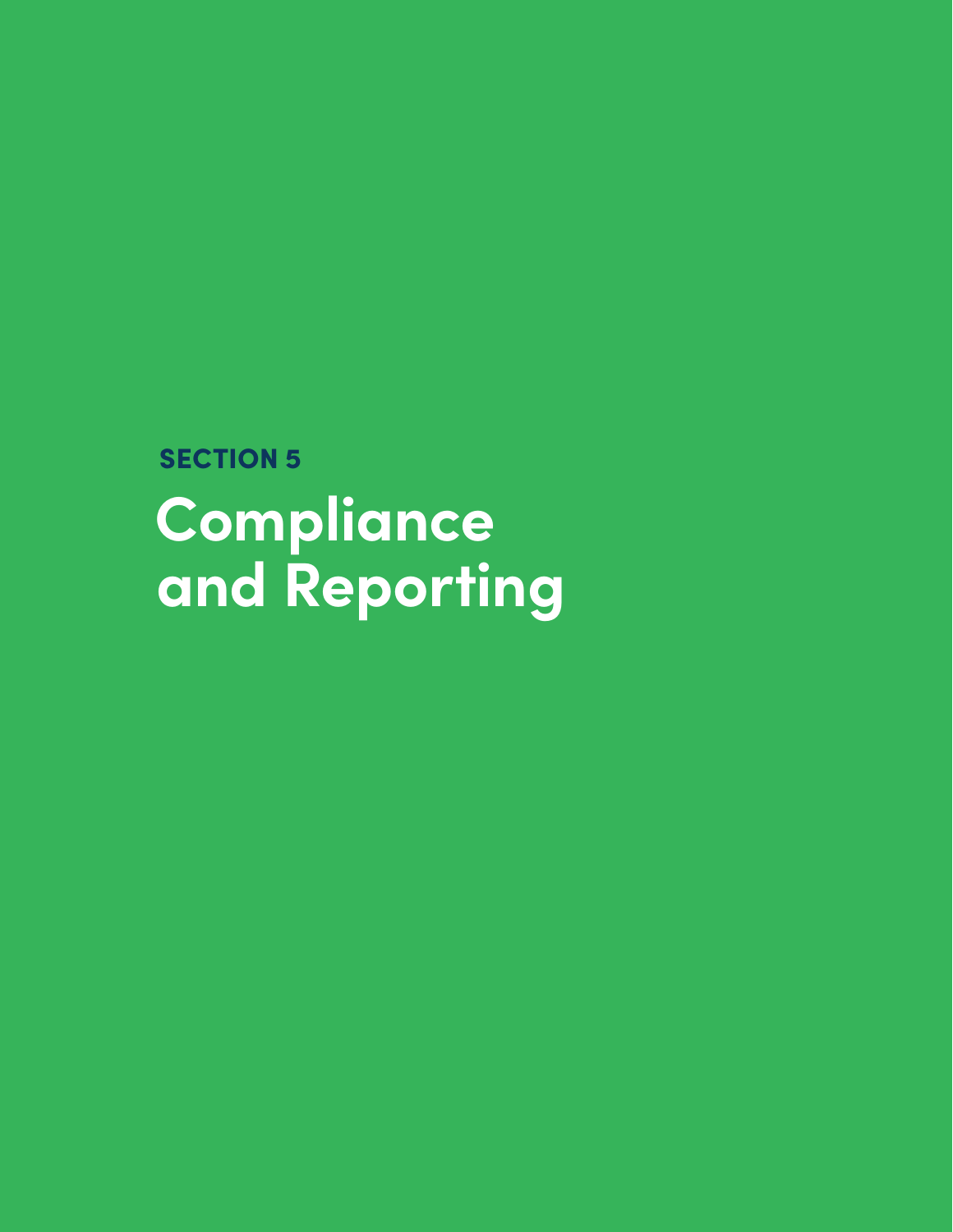SECTION 5

# Compliance and Reporting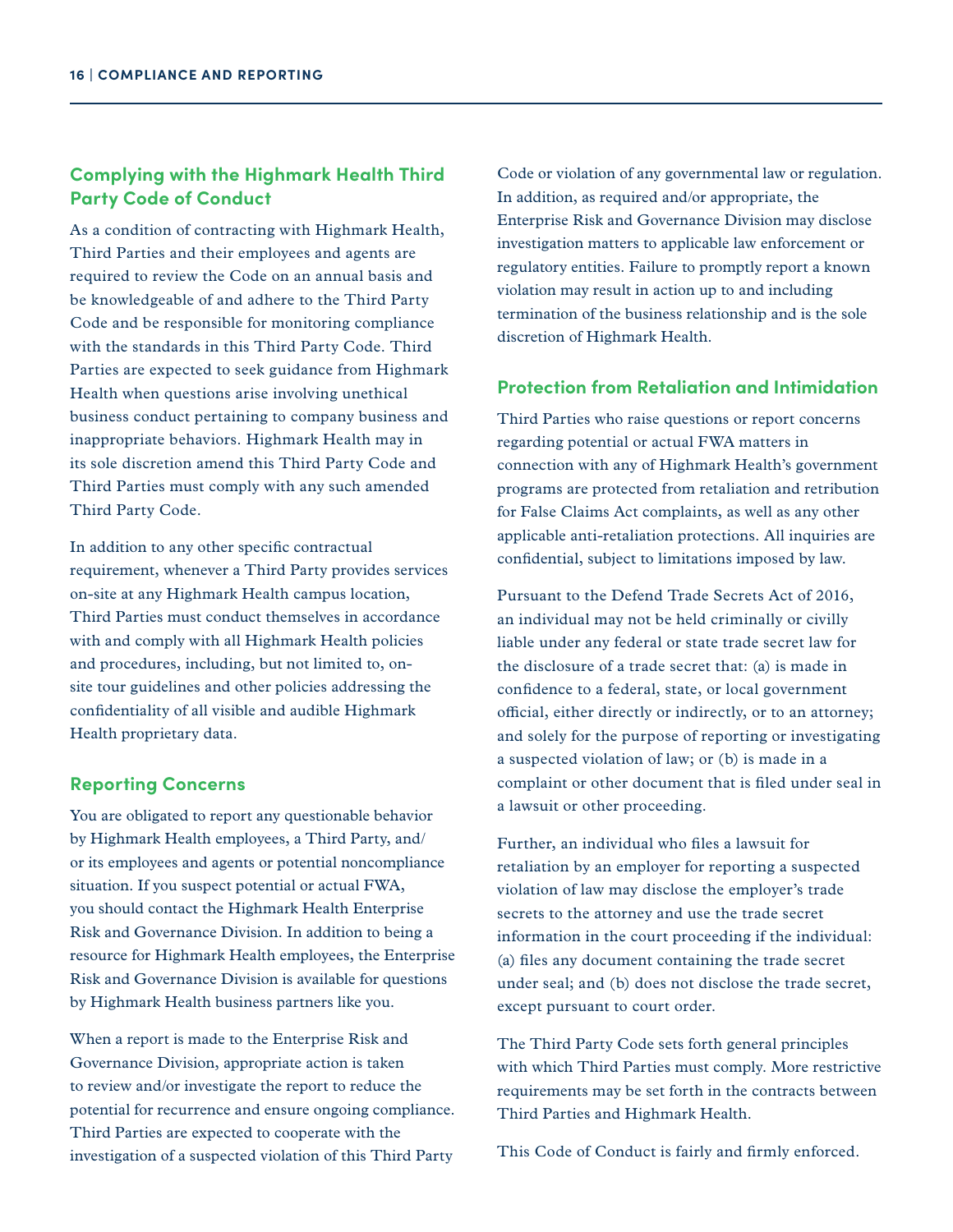## Complying with the Highmark Health Third Party Code of Conduct

As a condition of contracting with Highmark Health, Third Parties and their employees and agents are required to review the Code on an annual basis and be knowledgeable of and adhere to the Third Party Code and be responsible for monitoring compliance with the standards in this Third Party Code. Third Parties are expected to seek guidance from Highmark Health when questions arise involving unethical business conduct pertaining to company business and inappropriate behaviors. Highmark Health may in its sole discretion amend this Third Party Code and Third Parties must comply with any such amended Third Party Code.

In addition to any other specific contractual requirement, whenever a Third Party provides services on-site at any Highmark Health campus location, Third Parties must conduct themselves in accordance with and comply with all Highmark Health policies and procedures, including, but not limited to, on-site tour guidelines and other policies addressing the confidentiality of all visible and audible Highmark Health proprietary data.

## Reporting Concerns

You are obligated to report any questionable behavior by Highmark Health employees, a Third Party, and/or its employees and agents or potential noncompliance situation. If you suspect potential or actual FWA, you should contact the Highmark Health Enterprise Risk and Governance Division. In addition to being a resource for Highmark Health employees, the Enterprise Risk and Governance Division is available for questions by Highmark Health business partners like you.

When a report is made to the Enterprise Risk and Governance Division, appropriate action is taken to review and/or investigate the report to reduce the potential for recurrence and ensure ongoing compliance. Third Parties are expected to cooperate with the investigation of a suspected violation of this Third Party Code or violation of any governmental law or regulation. In addition, as required and/or appropriate, the Enterprise Risk and Governance Division may disclose investigation matters to applicable law enforcement or regulatory entities. Failure to promptly report a known violation may result in action up to and including termination of the business relationship and is the sole discretion of Highmark Health.

## Protection from Retaliation and Intimidation

Third Parties who raise questions or report concerns regarding potential or actual FWA matters in connection with any of Highmark Health's government programs are protected from retaliation and retribution for False Claims Act complaints, as well as any other applicable anti-retaliation protections. All inquiries are confidential, subject to limitations imposed by law.

Pursuant to the Defend Trade Secrets Act of 2016, an individual may not be held criminally or civilly liable under any federal or state trade secret law for the disclosure of a trade secret that: (a) is made in confidence to a federal, state, or local government official, either directly or indirectly, or to an attorney; and solely for the purpose of reporting or investigating a suspected violation of law; or (b) is made in a complaint or other document that is filed under seal in a lawsuit or other proceeding.

Further, an individual who files a lawsuit for retaliation by an employer for reporting a suspected violation of law may disclose the employer's trade secrets to the attorney and use the trade secret information in the court proceeding if the individual: (a) files any document containing the trade secret under seal; and (b) does not disclose the trade secret, except pursuant to court order.

The Third Party Code sets forth general principles with which Third Parties must comply. More restrictive requirements may be set forth in the contracts between Third Parties and Highmark Health.

This Code of Conduct is fairly and firmly enforced.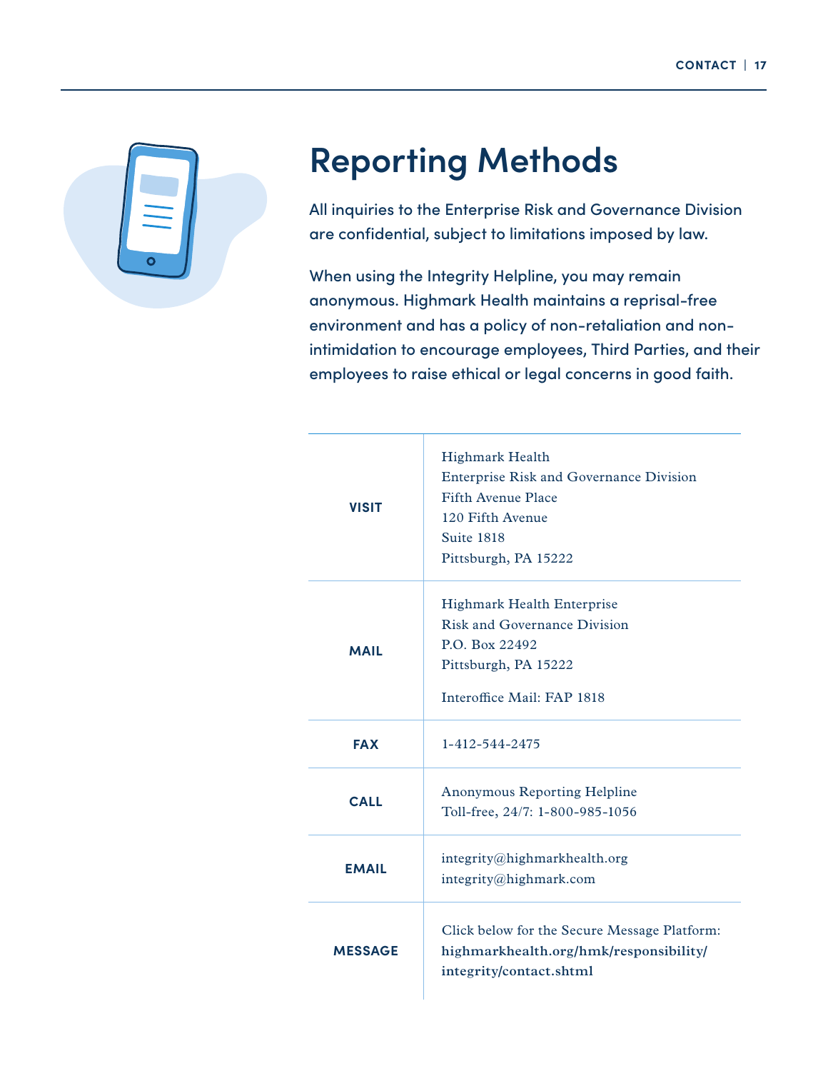# Reporting Methods

All inquiries to the Enterprise Risk and Governance Division are confidential, subject to limitations imposed by law.

When using the Integrity Helpline, you may remain anonymous. Highmark Health maintains a reprisal-free environment and has a policy of non-retaliation and non-intimidation to encourage employees, Third Parties, and their employees to raise ethical or legal concerns in good faith.

| | |
|---|---|
| **VISIT** | Highmark Health<br>Enterprise Risk and Governance Division<br>Fifth Avenue Place<br>120 Fifth Avenue<br>Suite 1818<br>Pittsburgh, PA 15222 |
| **MAIL** | Highmark Health Enterprise<br>Risk and Governance Division<br>P.O. Box 22492<br>Pittsburgh, PA 15222<br><br>Interoffice Mail: FAP 1818 |
| **FAX** | 1-412-544-2475 |
| **CALL** | Anonymous Reporting Helpline<br>Toll-free, 24/7: 1-800-985-1056 |
| **EMAIL** | integrity@highmarkhealth.org<br>integrity@highmark.com |
| **MESSAGE** | Click below for the Secure Message Platform:<br>**highmarkhealth.org/hmk/responsibility/integrity/contact.shtml** |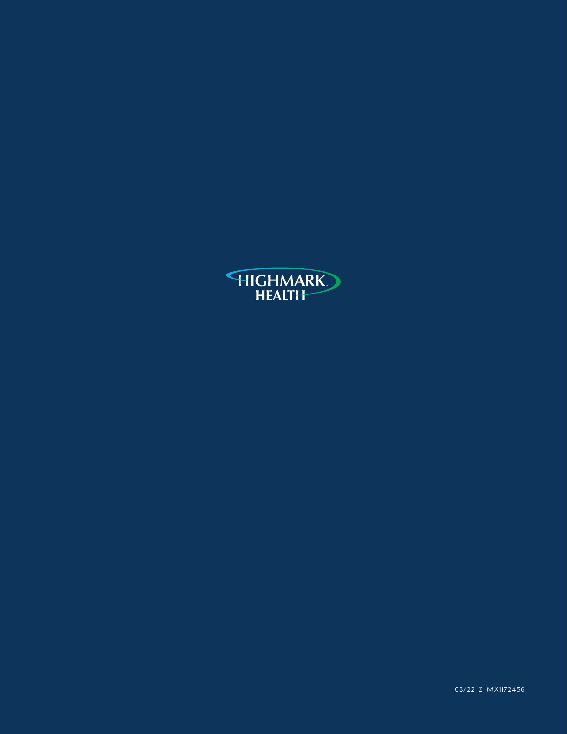HIGHMARK HEALTH

03/22 Z MX1172456